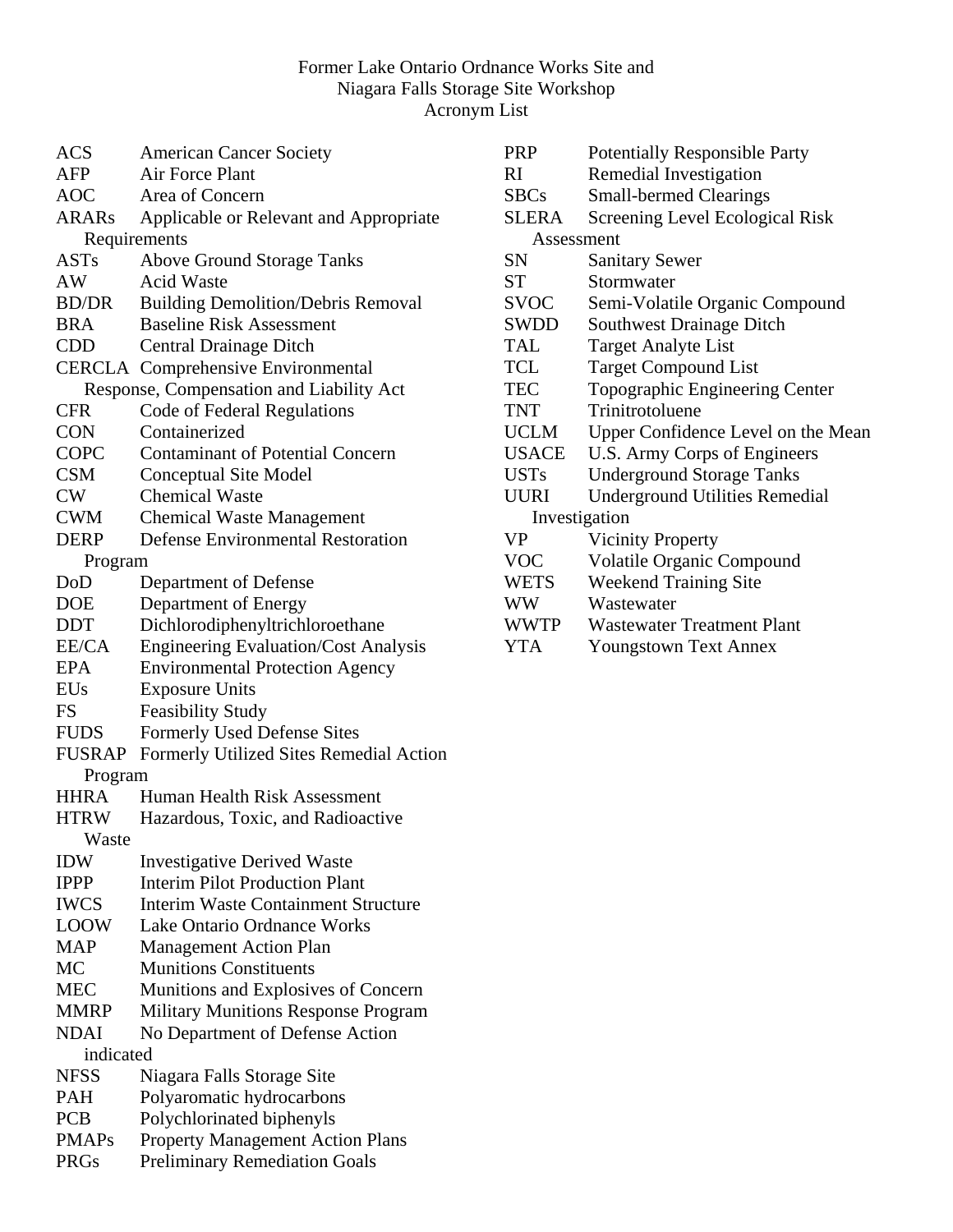# Former Lake Ontario Ordnance Works Site and Niagara Falls Storage Site Workshop Acronym List

| Acronym | Definition |
|---|---|
| ACS | American Cancer Society |
| AFP | Air Force Plant |
| AOC | Area of Concern |
| ARARs | Applicable or Relevant and Appropriate Requirements |
| ASTs | Above Ground Storage Tanks |
| AW | Acid Waste |
| BD/DR | Building Demolition/Debris Removal |
| BRA | Baseline Risk Assessment |
| CDD | Central Drainage Ditch |
| CERCLA | Comprehensive Environmental Response, Compensation and Liability Act |
| CFR | Code of Federal Regulations |
| CON | Containerized |
| COPC | Contaminant of Potential Concern |
| CSM | Conceptual Site Model |
| CW | Chemical Waste |
| CWM | Chemical Waste Management |
| DERP | Defense Environmental Restoration Program |
| DoD | Department of Defense |
| DOE | Department of Energy |
| DDT | Dichlorodiphenyltrichloroethane |
| EE/CA | Engineering Evaluation/Cost Analysis |
| EPA | Environmental Protection Agency |
| EUs | Exposure Units |
| FS | Feasibility Study |
| FUDS | Formerly Used Defense Sites |
| FUSRAP | Formerly Utilized Sites Remedial Action Program |
| HHRA | Human Health Risk Assessment |
| HTRW | Hazardous, Toxic, and Radioactive Waste |
| IDW | Investigative Derived Waste |
| IPPP | Interim Pilot Production Plant |
| IWCS | Interim Waste Containment Structure |
| LOOW | Lake Ontario Ordnance Works |
| MAP | Management Action Plan |
| MC | Munitions Constituents |
| MEC | Munitions and Explosives of Concern |
| MMRP | Military Munitions Response Program |
| NDAI | No Department of Defense Action indicated |
| NFSS | Niagara Falls Storage Site |
| PAH | Polyaromatic hydrocarbons |
| PCB | Polychlorinated biphenyls |
| PMAPs | Property Management Action Plans |
| PRGs | Preliminary Remediation Goals |
| PRP | Potentially Responsible Party |
| RI | Remedial Investigation |
| SBCs | Small-bermed Clearings |
| SLERA | Screening Level Ecological Risk Assessment |
| SN | Sanitary Sewer |
| ST | Stormwater |
| SVOC | Semi-Volatile Organic Compound |
| SWDD | Southwest Drainage Ditch |
| TAL | Target Analyte List |
| TCL | Target Compound List |
| TEC | Topographic Engineering Center |
| TNT | Trinitrotoluene |
| UCLM | Upper Confidence Level on the Mean |
| USACE | U.S. Army Corps of Engineers |
| USTs | Underground Storage Tanks |
| UURI | Underground Utilities Remedial Investigation |
| VP | Vicinity Property |
| VOC | Volatile Organic Compound |
| WETS | Weekend Training Site |
| WW | Wastewater |
| WWTP | Wastewater Treatment Plant |
| YTA | Youngstown Text Annex |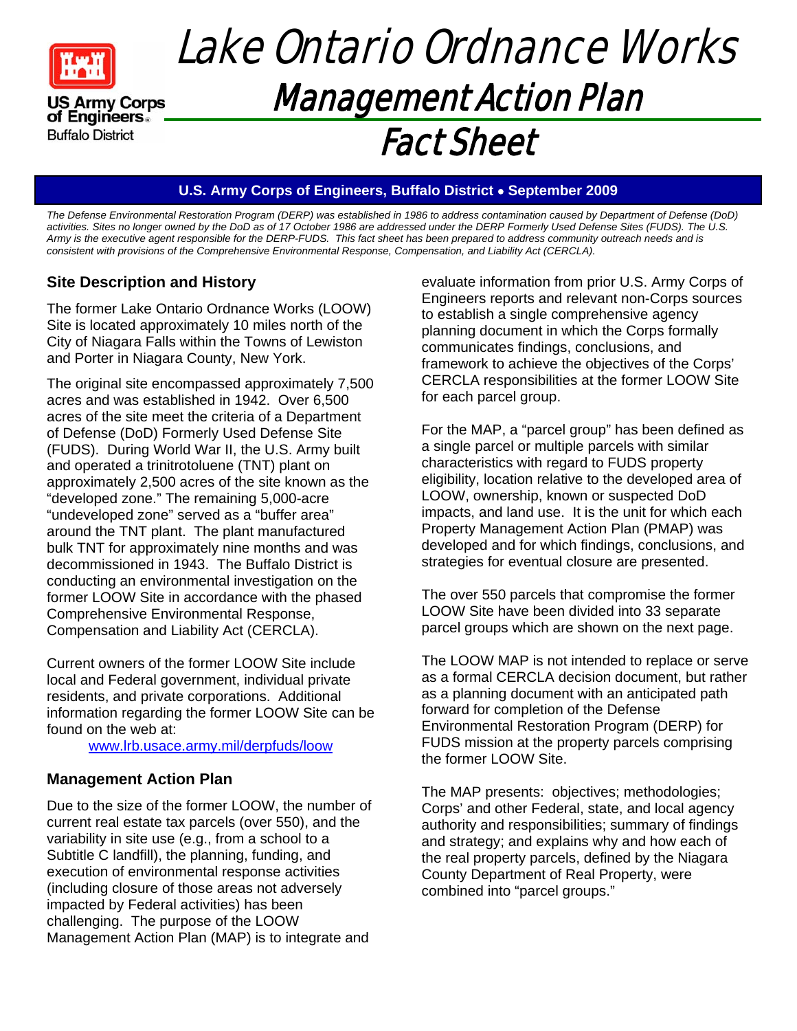# Lake Ontario Ordnance Works

## Management Action Plan

## Fact Sheet

**U.S. Army Corps of Engineers, Buffalo District • September 2009**

*The Defense Environmental Restoration Program (DERP) was established in 1986 to address contamination caused by Department of Defense (DoD) activities. Sites no longer owned by the DoD as of 17 October 1986 are addressed under the DERP Formerly Used Defense Sites (FUDS). The U.S. Army is the executive agent responsible for the DERP-FUDS. This fact sheet has been prepared to address community outreach needs and is consistent with provisions of the Comprehensive Environmental Response, Compensation, and Liability Act (CERCLA).*

### Site Description and History

The former Lake Ontario Ordnance Works (LOOW) Site is located approximately 10 miles north of the City of Niagara Falls within the Towns of Lewiston and Porter in Niagara County, New York.

The original site encompassed approximately 7,500 acres and was established in 1942. Over 6,500 acres of the site meet the criteria of a Department of Defense (DoD) Formerly Used Defense Site (FUDS). During World War II, the U.S. Army built and operated a trinitrotoluene (TNT) plant on approximately 2,500 acres of the site known as the "developed zone." The remaining 5,000-acre "undeveloped zone" served as a "buffer area" around the TNT plant. The plant manufactured bulk TNT for approximately nine months and was decommissioned in 1943. The Buffalo District is conducting an environmental investigation on the former LOOW Site in accordance with the phased Comprehensive Environmental Response, Compensation and Liability Act (CERCLA).

Current owners of the former LOOW Site include local and Federal government, individual private residents, and private corporations. Additional information regarding the former LOOW Site can be found on the web at:

www.lrb.usace.army.mil/derpfuds/loow

### Management Action Plan

Due to the size of the former LOOW, the number of current real estate tax parcels (over 550), and the variability in site use (e.g., from a school to a Subtitle C landfill), the planning, funding, and execution of environmental response activities (including closure of those areas not adversely impacted by Federal activities) has been challenging. The purpose of the LOOW Management Action Plan (MAP) is to integrate and evaluate information from prior U.S. Army Corps of Engineers reports and relevant non-Corps sources to establish a single comprehensive agency planning document in which the Corps formally communicates findings, conclusions, and framework to achieve the objectives of the Corps' CERCLA responsibilities at the former LOOW Site for each parcel group.

For the MAP, a "parcel group" has been defined as a single parcel or multiple parcels with similar characteristics with regard to FUDS property eligibility, location relative to the developed area of LOOW, ownership, known or suspected DoD impacts, and land use. It is the unit for which each Property Management Action Plan (PMAP) was developed and for which findings, conclusions, and strategies for eventual closure are presented.

The over 550 parcels that compromise the former LOOW Site have been divided into 33 separate parcel groups which are shown on the next page.

The LOOW MAP is not intended to replace or serve as a formal CERCLA decision document, but rather as a planning document with an anticipated path forward for completion of the Defense Environmental Restoration Program (DERP) for FUDS mission at the property parcels comprising the former LOOW Site.

The MAP presents: objectives; methodologies; Corps' and other Federal, state, and local agency authority and responsibilities; summary of findings and strategy; and explains why and how each of the real property parcels, defined by the Niagara County Department of Real Property, were combined into "parcel groups."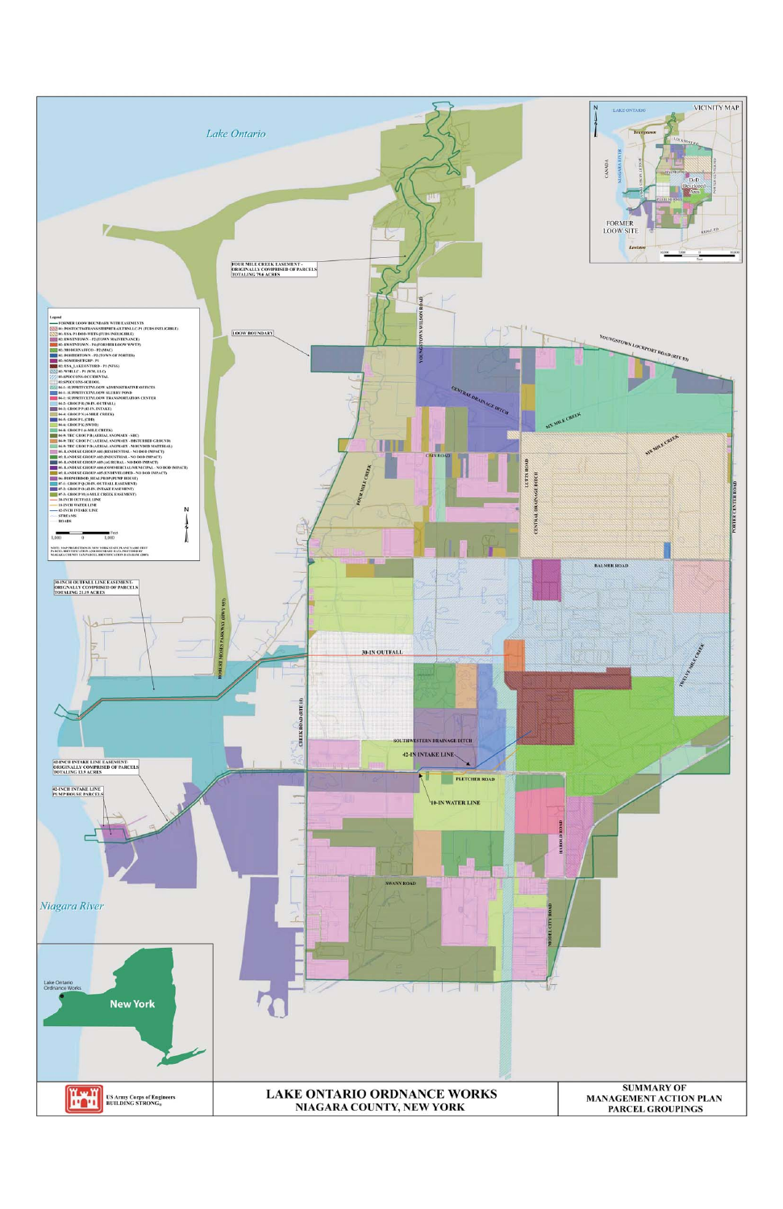LAKE ONTARIO ORDNANCE WORKS
NIAGARA COUNTY, NEW YORK

SUMMARY OF MANAGEMENT ACTION PLAN PARCEL GROUPINGS

US Army Corps of Engineers
BUILDING STRONG

Lake Ontario

Niagara River

New York

Lake Ontario Ordnance Works

VICINITY MAP

FORMER LOOW SITE

FOUR MILE CREEK EASEMENT - ORIGINALLY COMPRISED OF PARCELS TOTALING 75.6 ACRES

LOOW BOUNDARY

30-INCH OUTFALL LINE EASEMENT- ORIGINALLY COMPRISED OF PARCELS TOTALING 21.25 ACRES

42-INCH INTAKE LINE EASEMENT- ORIGINALLY COMPRISED OF PARCELS TOTALING 13.5 ACRES

42-INCH INTAKE LINE PUMP HOUSE PARCELS

YOUNGSTOWN LOCKPORT ROAD (RTE 93)

CENTRAL DRAINAGE DITCH

SIX MILE CREEK

CAIN ROAD

BALMER ROAD

30-IN OUTFALL

TWELVE MILE CREEK

SOUTHWESTERN DRAINAGE DITCH

42-IN INTAKE LINE

FLETCHER ROAD

10-IN WATER LINE

SWANN ROAD

HAROLD ROAD

MODEL CITY ROAD

CREEK ROAD (RTE 18)

ROBERT MOSES PARKWAY (HWY 993)

FOUR MILE CREEK

LUTTS ROAD

PORTER CENTER ROAD

YOUNGSTOWN WILSON ROAD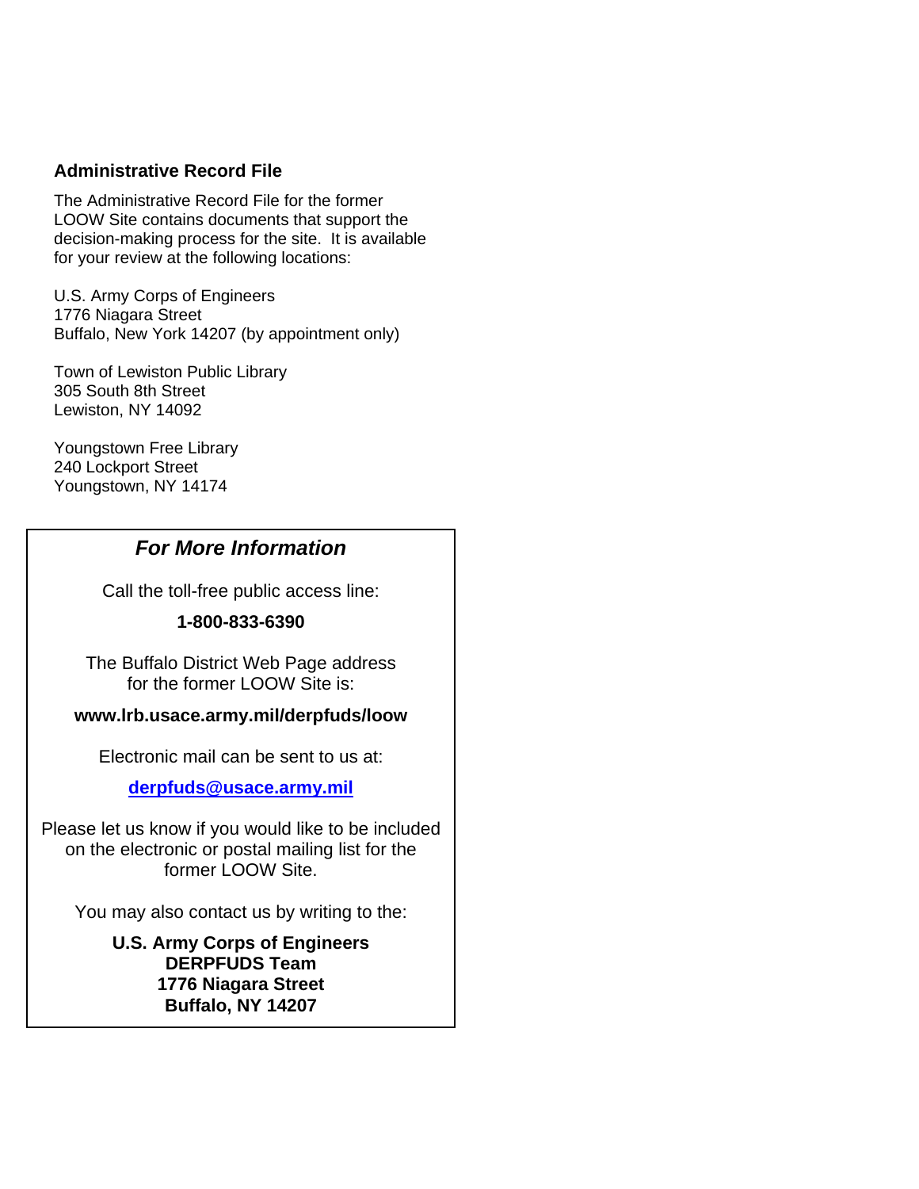### Administrative Record File

The Administrative Record File for the former LOOW Site contains documents that support the decision-making process for the site. It is available for your review at the following locations:

U.S. Army Corps of Engineers
1776 Niagara Street
Buffalo, New York 14207 (by appointment only)

Town of Lewiston Public Library
305 South 8th Street
Lewiston, NY 14092

Youngstown Free Library
240 Lockport Street
Youngstown, NY 14174

### *For More Information*

Call the toll-free public access line:

**1-800-833-6390**

The Buffalo District Web Page address for the former LOOW Site is:

**www.lrb.usace.army.mil/derpfuds/loow**

Electronic mail can be sent to us at:

**derpfuds@usace.army.mil**

Please let us know if you would like to be included on the electronic or postal mailing list for the former LOOW Site.

You may also contact us by writing to the:

**U.S. Army Corps of Engineers**
**DERPFUDS Team**
**1776 Niagara Street**
**Buffalo, NY 14207**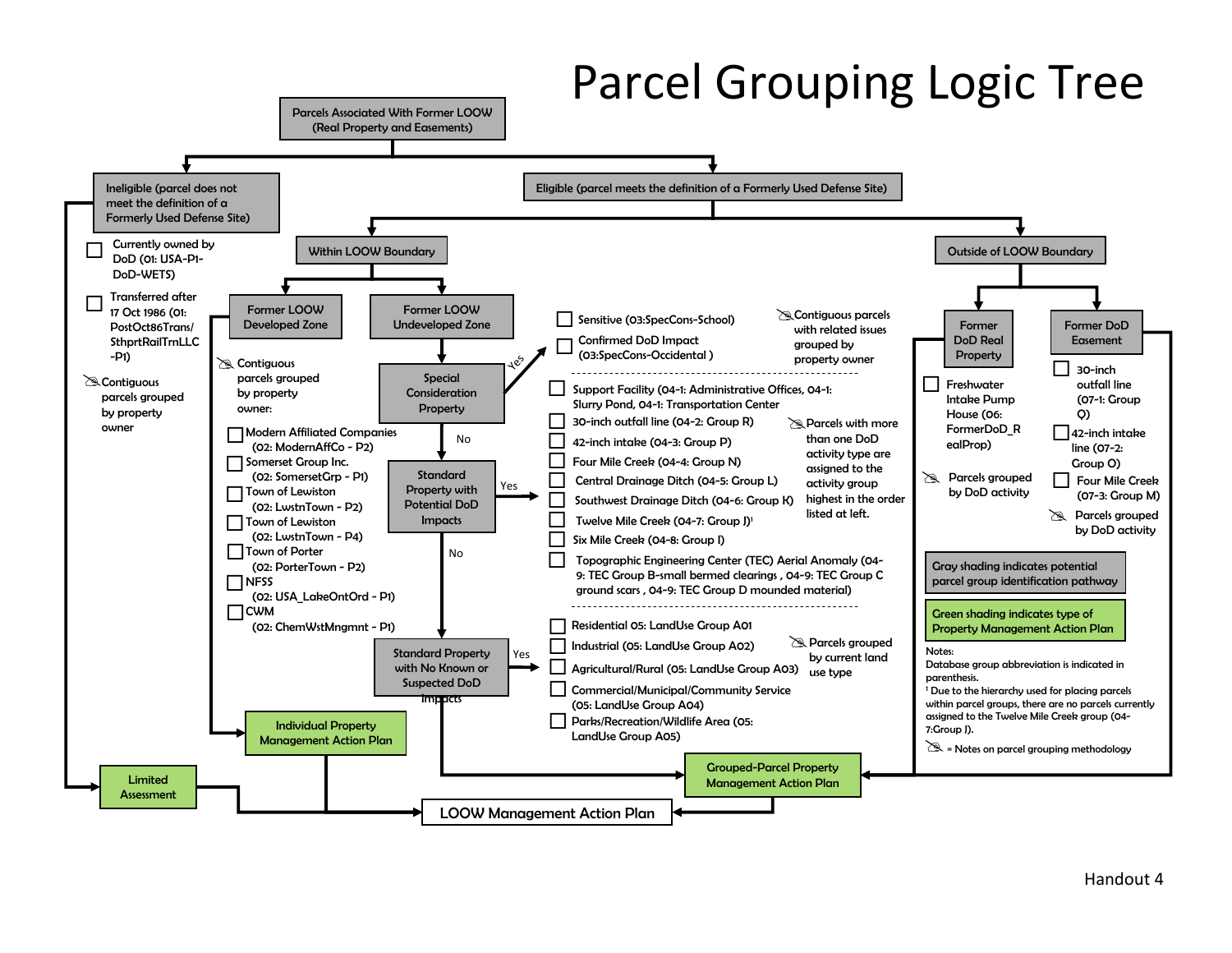# Parcel Grouping Logic Tree

**Parcels Associated With Former LOOW (Real Property and Easements)**

## Ineligible (parcel does not meet the definition of a Formerly Used Defense Site)

- ☐ Currently owned by DoD (01: USA-P1-DoD-WETS)
- ☐ Transferred after 17 Oct 1986 (01: PostOct86Trans/SthprtRailTrnLLC-P1)
- Contiguous parcels grouped by property owner

→ Limited Assessment

## Eligible (parcel meets the definition of a Formerly Used Defense Site)

### Within LOOW Boundary

#### Former LOOW Developed Zone

Contiguous parcels grouped by property owner:

- ☐ Modern Affiliated Companies (02: ModernAffCo - P2)
- ☐ Somerset Group Inc. (02: SomersetGrp - P1)
- ☐ Town of Lewiston (02: LwstnTown - P2)
- ☐ Town of Lewiston (02: LwstnTown - P4)
- ☐ Town of Porter (02: PorterTown - P2)
- ☐ NFSS (02: USA_LakeOntOrd - P1)
- ☐ CWM (02: ChemWstMngmnt - P1)

→ Individual Property Management Action Plan

#### Former LOOW Undeveloped Zone

**Special Consideration Property** — Yes:

- ☐ Sensitive (03:SpecCons-School)
- ☐ Confirmed DoD Impact (03:SpecCons-Occidental)

Contiguous parcels with related issues grouped by property owner

No → **Standard Property with Potential DoD Impacts** — Yes:

- ☐ Support Facility (04-1: Administrative Offices, 04-1: Slurry Pond, 04-1: Transportation Center
- ☐ 30-inch outfall line (04-2: Group R)
- ☐ 42-inch intake (04-3: Group P)
- ☐ Four Mile Creek (04-4: Group N)
- ☐ Central Drainage Ditch (04-5: Group L)
- ☐ Southwest Drainage Ditch (04-6: Group K)
- ☐ Twelve Mile Creek (04-7: Group J)[1]
- ☐ Six Mile Creek (04-8: Group I)
- ☐ Topographic Engineering Center (TEC) Aerial Anomaly (04-9: TEC Group B-small bermed clearings , 04-9: TEC Group C ground scars , 04-9: TEC Group D mounded material)

Parcels with more than one DoD activity type are assigned to the activity group highest in the order listed at left.

No → **Standard Property with No Known or Suspected DoD Impacts** — Yes:

- ☐ Residential 05: LandUse Group A01
- ☐ Industrial (05: LandUse Group A02)
- ☐ Agricultural/Rural (05: LandUse Group A03)
- ☐ Commercial/Municipal/Community Service (05: LandUse Group A04)
- ☐ Parks/Recreation/Wildlife Area (05: LandUse Group A05)

Parcels grouped by current land use type

→ Grouped-Parcel Property Management Action Plan

### Outside of LOOW Boundary

#### Former DoD Real Property

- ☐ Freshwater Intake Pump House (06: FormerDoD_RealProp)

Parcels grouped by DoD activity

#### Former DoD Easement

- ☐ 30-inch outfall line (07-1: Group Q)
- ☐ 42-inch intake line (07-2: Group O)
- ☐ Four Mile Creek (07-3: Group M)

Parcels grouped by DoD activity

→ Grouped-Parcel Property Management Action Plan

---

Limited Assessment, Individual Property Management Action Plan, and Grouped-Parcel Property Management Action Plan → **LOOW Management Action Plan**

---

Gray shading indicates potential parcel group identification pathway

Green shading indicates type of Property Management Action Plan

Notes:

Database group abbreviation is indicated in parenthesis.

[1] Due to the hierarchy used for placing parcels within parcel groups, there are no parcels currently assigned to the Twelve Mile Creek group (04-7:Group J).

(icon) = Notes on parcel grouping methodology

Handout 4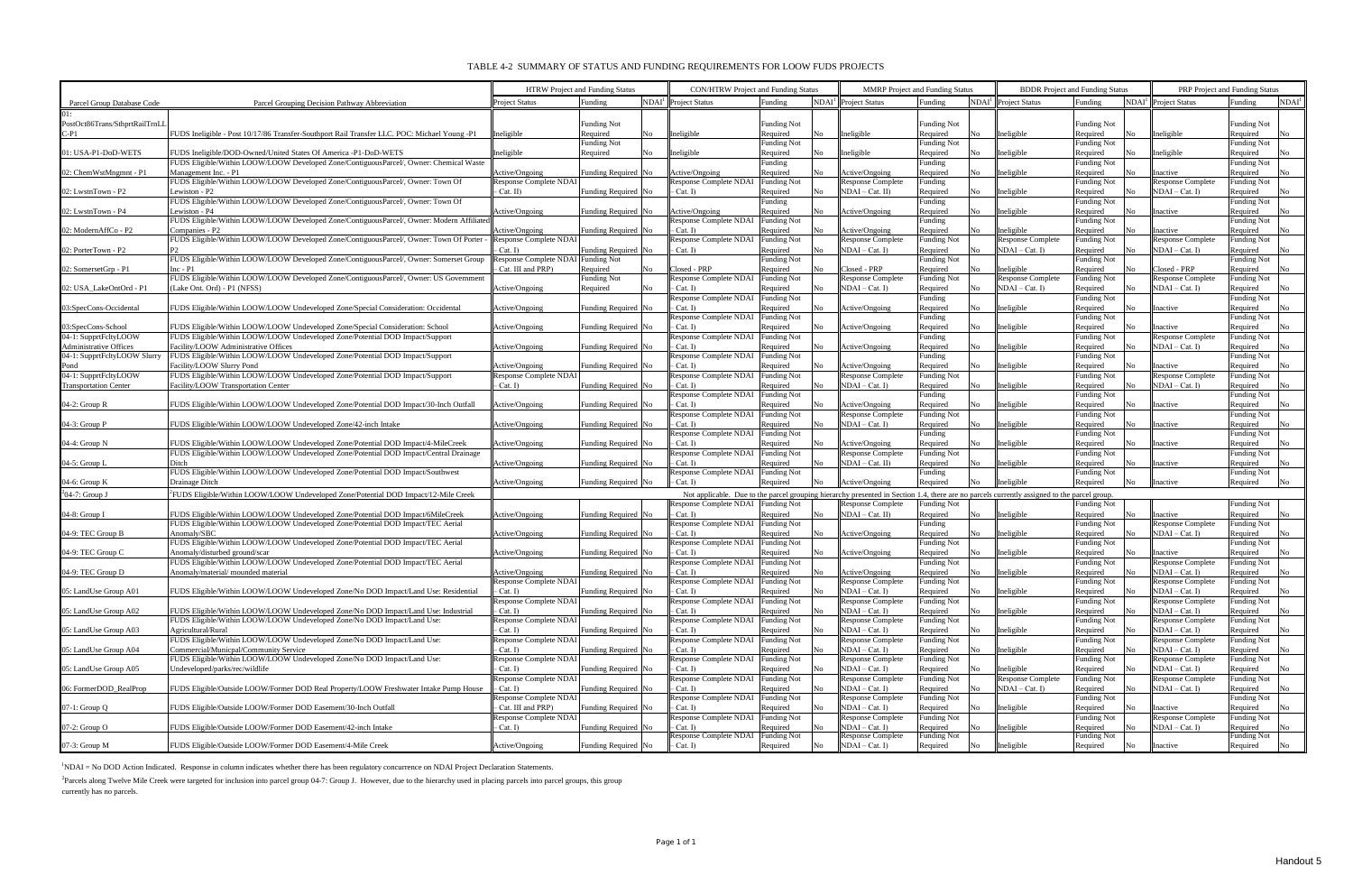# TABLE 4-2 SUMMARY OF STATUS AND FUNDING REQUIREMENTS FOR LOOW FUDS PROJECTS

| Parcel Group Database Code | Parcel Grouping Decision Pathway Abbreviation | HTRW Project and Funding Status | | | CON/HTRW Project and Funding Status | | | MMRP Project and Funding Status | | | BDDR Project and Funding Status | | | PRP Project and Funding Status | | |
|---|---|---|---|---|---|---|---|---|---|---|---|---|---|---|---|---|
| | | Project Status | Funding | NDAI[1] | Project Status | Funding | NDAI[1] | Project Status | Funding | NDAI[1] | Project Status | Funding | NDAI[1] | Project Status | Funding | NDAI[1] |
| 01: PostOct86Trans/SthprtRailTrnLLC-P1 | FUDS Ineligible - Post 10/17/86 Transfer-Southport Rail Transfer LLC. POC: Michael Young -P1 | Ineligible | Funding Not Required | No | Ineligible | Funding Not Required | No | Ineligible | Funding Not Required | No | Ineligible | Funding Not Required | No | Ineligible | Funding Not Required | No |
| 01: USA-P1-DoD-WETS | FUDS Ineligible/DOD-Owned/United States Of America -P1-DoD-WETS | Ineligible | Funding Not Required | No | Ineligible | Funding Not Required | No | Ineligible | Funding Not Required | No | Ineligible | Funding Not Required | No | Ineligible | Funding Not Required | No |
| 02: ChemWstMngmnt - P1 | FUDS Eligible/Within LOOW/LOOW Developed Zone/ContiguousParcel/, Owner: Chemical Waste Management Inc. - P1 | Active/Ongoing | Funding Required | No | Active/Ongoing | Funding Required | No | Active/Ongoing | Funding Required | No | Ineligible | Funding Not Required | No | Inactive | Funding Not Required | No |
| 02: LwstnTown - P2 | FUDS Eligible/Within LOOW/LOOW Developed Zone/ContiguousParcel/, Owner: Town Of Lewiston - P2 | Response Complete NDAI – Cat. II) | Funding Required | No | Response Complete NDAI – Cat. I) | Funding Not Required | No | Response Complete NDAI – Cat. II) | Funding Required | No | Ineligible | Funding Not Required | No | Response Complete NDAI – Cat. I) | Funding Not Required | No |
| 02: LwstnTown - P4 | FUDS Eligible/Within LOOW/LOOW Developed Zone/ContiguousParcel/, Owner: Town Of Lewiston - P4 | Active/Ongoing | Funding Required | No | Active/Ongoing | Funding Required | No | Active/Ongoing | Funding Required | No | Ineligible | Funding Not Required | No | Inactive | Funding Not Required | No |
| 02: ModernAffCo - P2 | FUDS Eligible/Within LOOW/LOOW Developed Zone/ContiguousParcel/, Owner: Modern Affiliated Companies - P2 | Active/Ongoing | Funding Required | No | Response Complete NDAI – Cat. I) | Funding Not Required | No | Active/Ongoing | Funding Required | No | Ineligible | Funding Not Required | No | Inactive | Funding Not Required | No |
| 02: PorterTown - P2 | FUDS Eligible/Within LOOW/LOOW Developed Zone/ContiguousParcel/, Owner: Town Of Porter - P2 | Response Complete NDAI – Cat. I) | Funding Required | No | Response Complete NDAI – Cat. I) | Funding Not Required | No | Response Complete NDAI – Cat. I) | Funding Not Required | No | Response Complete NDAI – Cat. I) | Funding Not Required | No | Response Complete NDAI – Cat. I) | Funding Not Required | No |
| 02: SomersetGrp - P1 | FUDS Eligible/Within LOOW/LOOW Developed Zone/ContiguousParcel/, Owner: Somerset Group Inc - P1 | Response Complete NDAI – Cat. III and PRP) | Funding Not Required | No | Closed - PRP | Funding Not Required | No | Closed - PRP | Funding Not Required | No | Ineligible | Funding Not Required | No | Closed - PRP | Funding Not Required | No |
| 02: USA_LakeOntOrd - P1 | FUDS Eligible/Within LOOW/LOOW Developed Zone/ContiguousParcel/, Owner: US Government (Lake Ont. Ord) - P1 (NFSS) | Active/Ongoing | Funding Not Required | No | Response Complete NDAI – Cat. I) | Funding Not Required | No | Response Complete NDAI – Cat. I) | Funding Not Required | No | Response Complete NDAI – Cat. I) | Funding Not Required | No | Response Complete NDAI – Cat. I) | Funding Not Required | No |
| 03:SpecCons-Occidental | FUDS Eligible/Within LOOW/LOOW Undeveloped Zone/Special Consideration: Occidental | Active/Ongoing | Funding Required | No | Response Complete NDAI – Cat. I) | Funding Not Required | No | Active/Ongoing | Funding Required | No | Ineligible | Funding Not Required | No | Inactive | Funding Not Required | No |
| 03:SpecCons-School | FUDS Eligible/Within LOOW/LOOW Undeveloped Zone/Special Consideration: School | Active/Ongoing | Funding Required | No | Response Complete NDAI – Cat. I) | Funding Not Required | No | Active/Ongoing | Funding Required | No | Ineligible | Funding Not Required | No | Inactive | Funding Not Required | No |
| 04-1: SupprtFcltyLOOW Administrative Offices | FUDS Eligible/Within LOOW/LOOW Undeveloped Zone/Potential DOD Impact/Support Facility/LOOW Administrative Offices | Active/Ongoing | Funding Required | No | Response Complete NDAI – Cat. I) | Funding Not Required | No | Active/Ongoing | Funding Required | No | Ineligible | Funding Not Required | No | Response Complete NDAI – Cat. I) | Funding Not Required | No |
| 04-1: SupprtFcltyLOOW Slurry Pond | FUDS Eligible/Within LOOW/LOOW Undeveloped Zone/Potential DOD Impact/Support Facility/LOOW Slurry Pond | Active/Ongoing | Funding Required | No | Response Complete NDAI – Cat. I) | Funding Not Required | No | Active/Ongoing | Funding Required | No | Ineligible | Funding Not Required | No | Inactive | Funding Not Required | No |
| 04-1: SupprtFcltyLOOW Transportation Center | FUDS Eligible/Within LOOW/LOOW Undeveloped Zone/Potential DOD Impact/Support Facility/LOOW Transportation Center | Response Complete NDAI – Cat. I) | Funding Required | No | Response Complete NDAI – Cat. I) | Funding Not Required | No | Response Complete NDAI – Cat. I) | Funding Not Required | No | Ineligible | Funding Not Required | No | Response Complete NDAI – Cat. I) | Funding Not Required | No |
| 04-2: Group R | FUDS Eligible/Within LOOW/LOOW Undeveloped Zone/Potential DOD Impact/30-Inch Outfall | Active/Ongoing | Funding Required | No | Response Complete NDAI – Cat. I) | Funding Not Required | No | Active/Ongoing | Funding Required | No | Ineligible | Funding Not Required | No | Inactive | Funding Not Required | No |
| 04-3: Group P | FUDS Eligible/Within LOOW/LOOW Undeveloped Zone/42-inch Intake | Active/Ongoing | Funding Required | No | Response Complete NDAI – Cat. I) | Funding Not Required | No | Response Complete NDAI – Cat. I) | Funding Not Required | No | Ineligible | Funding Not Required | No | Inactive | Funding Not Required | No |
| 04-4: Group N | FUDS Eligible/Within LOOW/LOOW Undeveloped Zone/Potential DOD Impact/4-MileCreek | Active/Ongoing | Funding Required | No | Response Complete NDAI – Cat. I) | Funding Not Required | No | Active/Ongoing | Funding Required | No | Ineligible | Funding Not Required | No | Inactive | Funding Not Required | No |
| 04-5: Group L | FUDS Eligible/Within LOOW/LOOW Undeveloped Zone/Potential DOD Impact/Central Drainage Ditch | Active/Ongoing | Funding Required | No | Response Complete NDAI – Cat. I) | Funding Not Required | No | Response Complete NDAI – Cat. II) | Funding Not Required | No | Ineligible | Funding Not Required | No | Inactive | Funding Not Required | No |
| 04-6: Group K | FUDS Eligible/Within LOOW/LOOW Undeveloped Zone/Potential DOD Impact/Southwest Drainage Ditch | Active/Ongoing | Funding Required | No | Response Complete NDAI – Cat. I) | Funding Not Required | No | Active/Ongoing | Funding Required | No | Ineligible | Funding Not Required | No | Inactive | Funding Not Required | No |
| [2]04-7: Group J | [2]FUDS Eligible/Within LOOW/LOOW Undeveloped Zone/Potential DOD Impact/12-Mile Creek | Not applicable. Due to the parcel grouping hierarchy presented in Section 1.4, there are no parcels currently assigned to the parcel group. | | | | | | | | | | | | | | |
| 04-8: Group I | FUDS Eligible/Within LOOW/LOOW Undeveloped Zone/Potential DOD Impact/6MileCreek | Active/Ongoing | Funding Required | No | Response Complete NDAI – Cat. I) | Funding Not Required | No | Response Complete NDAI – Cat. II) | Funding Not Required | No | Ineligible | Funding Not Required | No | Inactive | Funding Not Required | No |
| 04-9: TEC Group B | FUDS Eligible/Within LOOW/LOOW Undeveloped Zone/Potential DOD Impact/TEC Aerial Anomaly/SBC | Active/Ongoing | Funding Required | No | Response Complete NDAI – Cat. I) | Funding Not Required | No | Active/Ongoing | Funding Required | No | Ineligible | Funding Not Required | No | Response Complete NDAI – Cat. I) | Funding Not Required | No |
| 04-9: TEC Group C | FUDS Eligible/Within LOOW/LOOW Undeveloped Zone/Potential DOD Impact/TEC Aerial Anomaly/disturbed ground/scar | Active/Ongoing | Funding Required | No | Response Complete NDAI – Cat. I) | Funding Not Required | No | Active/Ongoing | Funding Not Required | No | Ineligible | Funding Not Required | No | Inactive | Funding Not Required | No |
| 04-9: TEC Group D | FUDS Eligible/Within LOOW/LOOW Undeveloped Zone/Potential DOD Impact/TEC Aerial Anomaly/material/ mounded material | Active/Ongoing | Funding Required | No | Response Complete NDAI – Cat. I) | Funding Not Required | No | Active/Ongoing | Funding Not Required | No | Ineligible | Funding Not Required | No | Response Complete NDAI – Cat. I) | Funding Not Required | No |
| 05: LandUse Group A01 | FUDS Eligible/Within LOOW/LOOW Undeveloped Zone/No DOD Impact/Land Use: Residential | Response Complete NDAI – Cat. I) | Funding Required | No | Response Complete NDAI – Cat. I) | Funding Not Required | No | Response Complete NDAI – Cat. I) | Funding Not Required | No | Ineligible | Funding Not Required | No | Response Complete NDAI – Cat. I) | Funding Not Required | No |
| 05: LandUse Group A02 | FUDS Eligible/Within LOOW/LOOW Undeveloped Zone/No DOD Impact/Land Use: Industrial | Response Complete NDAI – Cat. I) | Funding Required | No | Response Complete NDAI – Cat. I) | Funding Not Required | No | Response Complete NDAI – Cat. I) | Funding Not Required | No | Ineligible | Funding Not Required | No | Response Complete NDAI – Cat. I) | Funding Not Required | No |
| 05: LandUse Group A03 | FUDS Eligible/Within LOOW/LOOW Undeveloped Zone/No DOD Impact/Land Use: Agricultural/Rural | Response Complete NDAI – Cat. I) | Funding Required | No | Response Complete NDAI – Cat. I) | Funding Not Required | No | Response Complete NDAI – Cat. I) | Funding Not Required | No | Ineligible | Funding Not Required | No | Response Complete NDAI – Cat. I) | Funding Not Required | No |
| 05: LandUse Group A04 | FUDS Eligible/Within LOOW/LOOW Undeveloped Zone/No DOD Impact/Land Use: Commercial/Municpal/Community Service | Response Complete NDAI – Cat. I) | Funding Required | No | Response Complete NDAI – Cat. I) | Funding Not Required | No | Response Complete NDAI – Cat. I) | Funding Not Required | No | Ineligible | Funding Not Required | No | Response Complete NDAI – Cat. I) | Funding Not Required | No |
| 05: LandUse Group A05 | FUDS Eligible/Within LOOW/LOOW Undeveloped Zone/No DOD Impact/Land Use: Undeveloped/parks/rec/wildlife | Response Complete NDAI – Cat. I) | Funding Required | No | Response Complete NDAI – Cat. I) | Funding Not Required | No | Response Complete NDAI – Cat. I) | Funding Not Required | No | Ineligible | Funding Not Required | No | Response Complete NDAI – Cat. I) | Funding Not Required | No |
| 06: FormerDOD_RealProp | FUDS Eligible/Outside LOOW/Former DOD Real Property/LOOW Freshwater Intake Pump House | Response Complete NDAI – Cat. I) | Funding Required | No | Response Complete NDAI – Cat. I) | Funding Not Required | No | Response Complete NDAI – Cat. I) | Funding Not Required | No | Response Complete NDAI – Cat. I) | Funding Not Required | No | Response Complete NDAI – Cat. I) | Funding Not Required | No |
| 07-1: Group Q | FUDS Eligible/Outside LOOW/Former DOD Easement/30-Inch Outfall | Response Complete NDAI – Cat. III and PRP) | Funding Required | No | Response Complete NDAI – Cat. I) | Funding Not Required | No | Response Complete NDAI – Cat. I) | Funding Not Required | No | Ineligible | Funding Not Required | No | Inactive | Funding Not Required | No |
| 07-2: Group O | FUDS Eligible/Outside LOOW/Former DOD Easement/42-inch Intake | Response Complete NDAI – Cat. I) | Funding Required | No | Response Complete NDAI – Cat. I) | Funding Not Required | No | Response Complete NDAI – Cat. I) | Funding Not Required | No | Ineligible | Funding Not Required | No | Response Complete NDAI – Cat. I) | Funding Not Required | No |
| 07-3: Group M | FUDS Eligible/Outside LOOW/Former DOD Easement/4-Mile Creek | Active/Ongoing | Funding Required | No | Response Complete NDAI – Cat. I) | Funding Not Required | No | Response Complete NDAI – Cat. I) | Funding Not Required | No | Ineligible | Funding Not Required | No | Inactive | Funding Not Required | No |

[1]NDAI = No DOD Action Indicated. Response in column indicates whether there has been regulatory concurrence on NDAI Project Declaration Statements.

[2]Parcels along Twelve Mile Creek were targeted for inclusion into parcel group 04-7: Group J. However, due to the hierarchy used in placing parcels into parcel groups, this group currently has no parcels.

Handout 5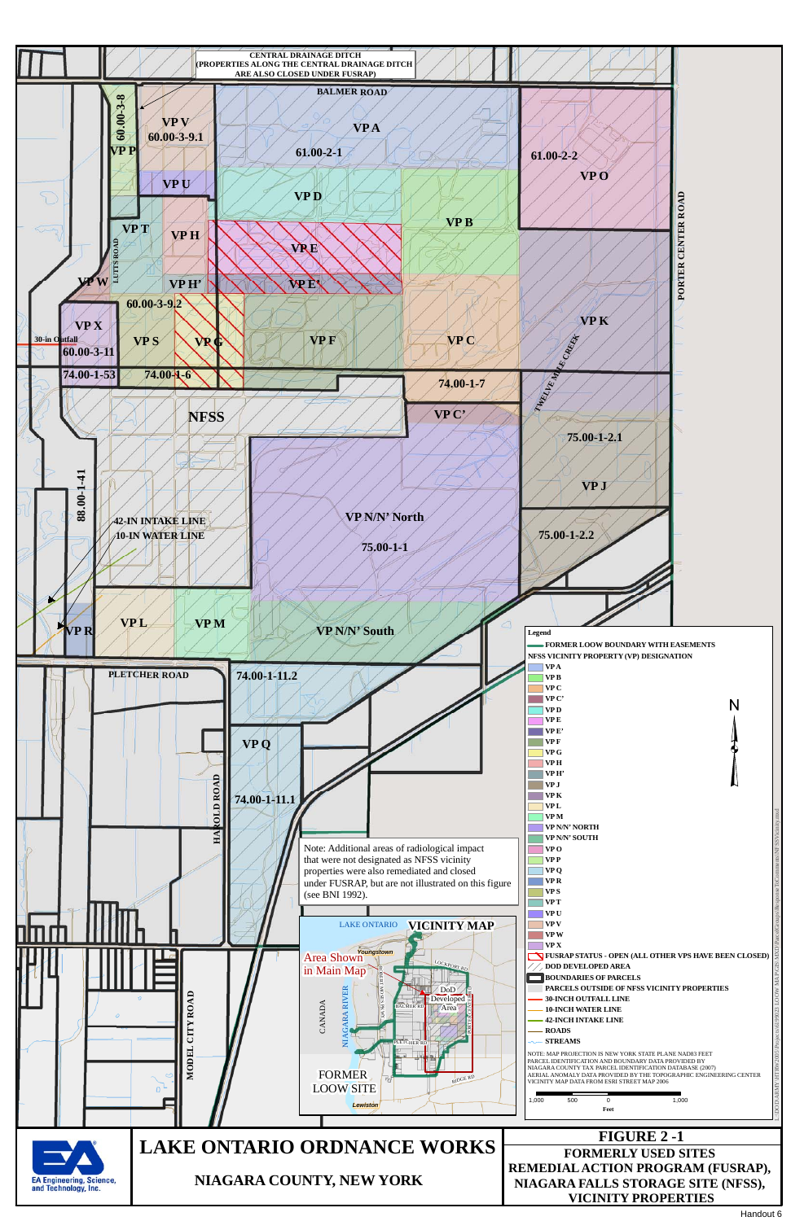CENTRAL DRAINAGE DITCH
(PROPERTIES ALONG THE CENTRAL DRAINAGE DITCH ARE ALSO CLOSED UNDER FUSRAP)

BALMER ROAD

VP V 60.00-3-9.1

60.00-3-8

VP P

VP A 61.00-2-1

61.00-2-2

VP O

VP U

VP D

VP B

VP T

VP H

VP E

LUTTS ROAD

VP W

VP H'

VP E'

PORTER CENTER ROAD

60.00-3-9.2

VP K

VP X

30-in Outfall

60.00-3-11

VP S

VP G

VP F

VP C

TWELVE MILE CREEK

74.00-1-53

74.00-1-6

74.00-1-7

NFSS

VP C'

75.00-1-2.1

88.00-1-41

VP J

42-IN INTAKE LINE

10-IN WATER LINE

VP N/N' North

75.00-1-1

75.00-1-2.2

VP R

VP L

VP M

VP N/N' South

PLETCHER ROAD

74.00-1-11.2

VP Q

HAROLD ROAD

74.00-1-11.1

Note: Additional areas of radiological impact that were not designated as NFSS vicinity properties were also remediated and closed under FUSRAP, but are not illustrated on this figure (see BNI 1992).

MODEL CITY ROAD

VICINITY MAP

LAKE ONTARIO

Youngstown

Area Shown in Main Map

CANADA

NIAGARA RIVER

DoD Developed Area

FORMER LOOW SITE

Lewiston

**Legend**

- FORMER LOOW BOUNDARY WITH EASEMENTS
- NFSS VICINITY PROPERTY (VP) DESIGNATION
- VP A
- VP B
- VP C
- VP C'
- VP D
- VP E
- VP E'
- VP F
- VP G
- VP H
- VP H'
- VP J
- VP K
- VP L
- VP M
- VP N/N' NORTH
- VP N/N' SOUTH
- VP O
- VP P
- VP Q
- VP R
- VP S
- VP T
- VP U
- VP V
- VP W
- VP X
- FUSRAP STATUS - OPEN (ALL OTHER VPS HAVE BEEN CLOSED)
- DOD DEVELOPED AREA
- BOUNDARIES OF PARCELS
- PARCELS OUTSIDE OF NFSS VICINITY PROPERTIES
- 30-INCH OUTFALL LINE
- 10-INCH WATER LINE
- 42-INCH INTAKE LINE
- ROADS
- STREAMS

NOTE: MAP PROJECTION IS NEW YORK STATE PLANE NAD83 FEET
PARCEL IDENTIFICATION AND BOUNDARY DATA PROVIDED BY NIAGARA COUNTY TAX PARCEL IDENTIFICATION DATABASE (2007)
AERIAL ANOMALY DATA PROVIDED BY THE TOPOGRAPHIC ENGINEERING CENTER
VICINITY MAP DATA FROM ESRI STREET MAP 2006

1,000 500 0 1,000 Feet

N

EA Engineering, Science, and Technology, Inc.

# LAKE ONTARIO ORDNANCE WORKS

## NIAGARA COUNTY, NEW YORK

**FIGURE 2 -1**

**FORMERLY USED SITES REMEDIAL ACTION PROGRAM (FUSRAP), NIAGARA FALLS STORAGE SITE (NFSS), VICINITY PROPERTIES**

Handout 6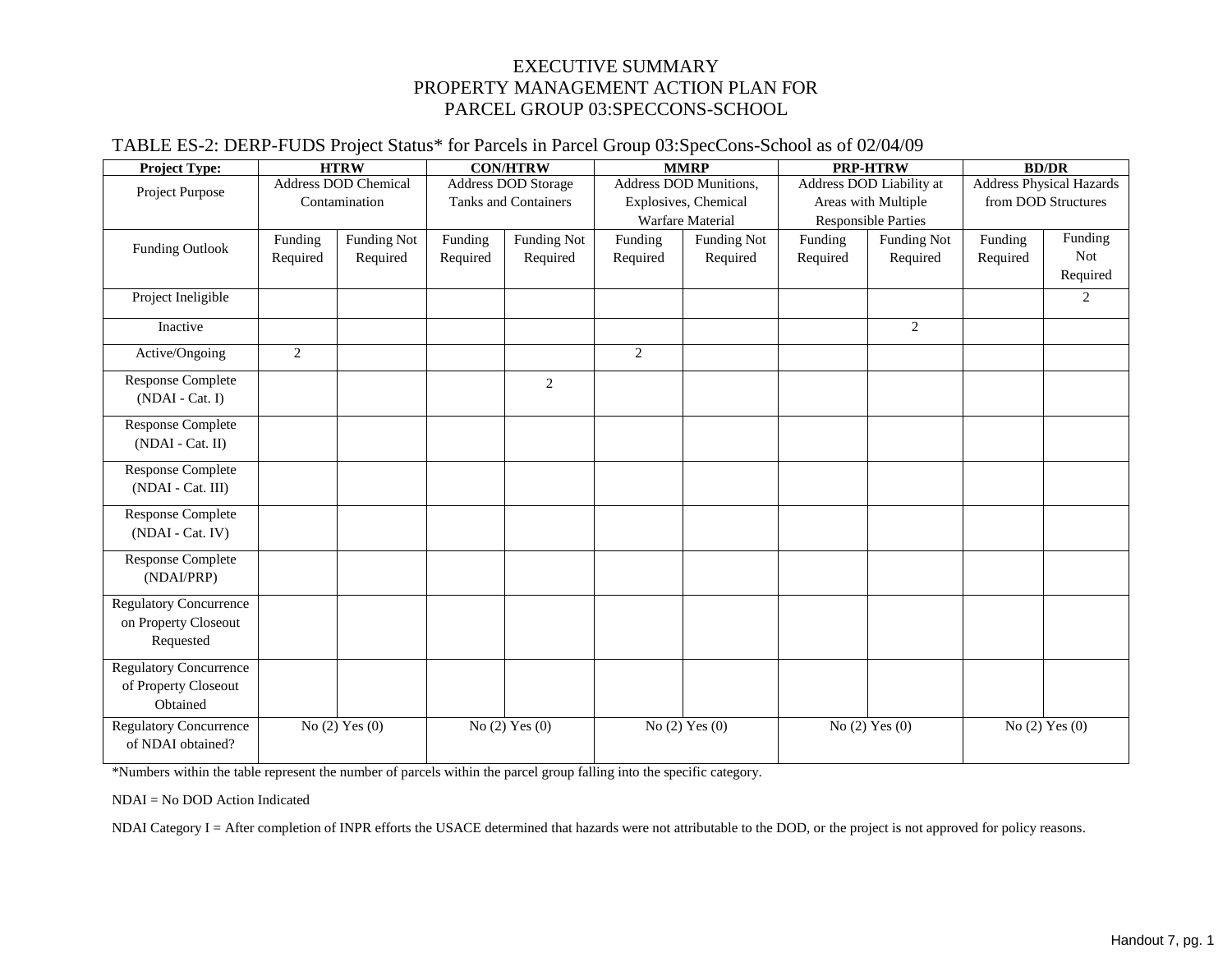# EXECUTIVE SUMMARY
# PROPERTY MANAGEMENT ACTION PLAN FOR
# PARCEL GROUP 03:SPECCONS-SCHOOL

TABLE ES-2: DERP-FUDS Project Status* for Parcels in Parcel Group 03:SpecCons-School as of 02/04/09

| **Project Type:** | **HTRW** | | **CON/HTRW** | | **MMRP** | | **PRP-HTRW** | | **BD/DR** | |
|---|---|---|---|---|---|---|---|---|---|---|
| Project Purpose | Address DOD Chemical Contamination | | Address DOD Storage Tanks and Containers | | Address DOD Munitions, Explosives, Chemical Warfare Material | | Address DOD Liability at Areas with Multiple Responsible Parties | | Address Physical Hazards from DOD Structures | |
| Funding Outlook | Funding Required | Funding Not Required | Funding Required | Funding Not Required | Funding Required | Funding Not Required | Funding Required | Funding Not Required | Funding Required | Funding Not Required |
| Project Ineligible | | | | | | | | | | 2 |
| Inactive | | | | | | | | 2 | | |
| Active/Ongoing | 2 | | | | 2 | | | | | |
| Response Complete (NDAI - Cat. I) | | | | 2 | | | | | | |
| Response Complete (NDAI - Cat. II) | | | | | | | | | | |
| Response Complete (NDAI - Cat. III) | | | | | | | | | | |
| Response Complete (NDAI - Cat. IV) | | | | | | | | | | |
| Response Complete (NDAI/PRP) | | | | | | | | | | |
| Regulatory Concurrence on Property Closeout Requested | | | | | | | | | | |
| Regulatory Concurrence of Property Closeout Obtained | | | | | | | | | | |
| Regulatory Concurrence of NDAI obtained? | No (2) Yes (0) | | No (2) Yes (0) | | No (2) Yes (0) | | No (2) Yes (0) | | No (2) Yes (0) | |

*Numbers within the table represent the number of parcels within the parcel group falling into the specific category.

NDAI = No DOD Action Indicated

NDAI Category I = After completion of INPR efforts the USACE determined that hazards were not attributable to the DOD, or the project is not approved for policy reasons.

Handout 7, pg. 1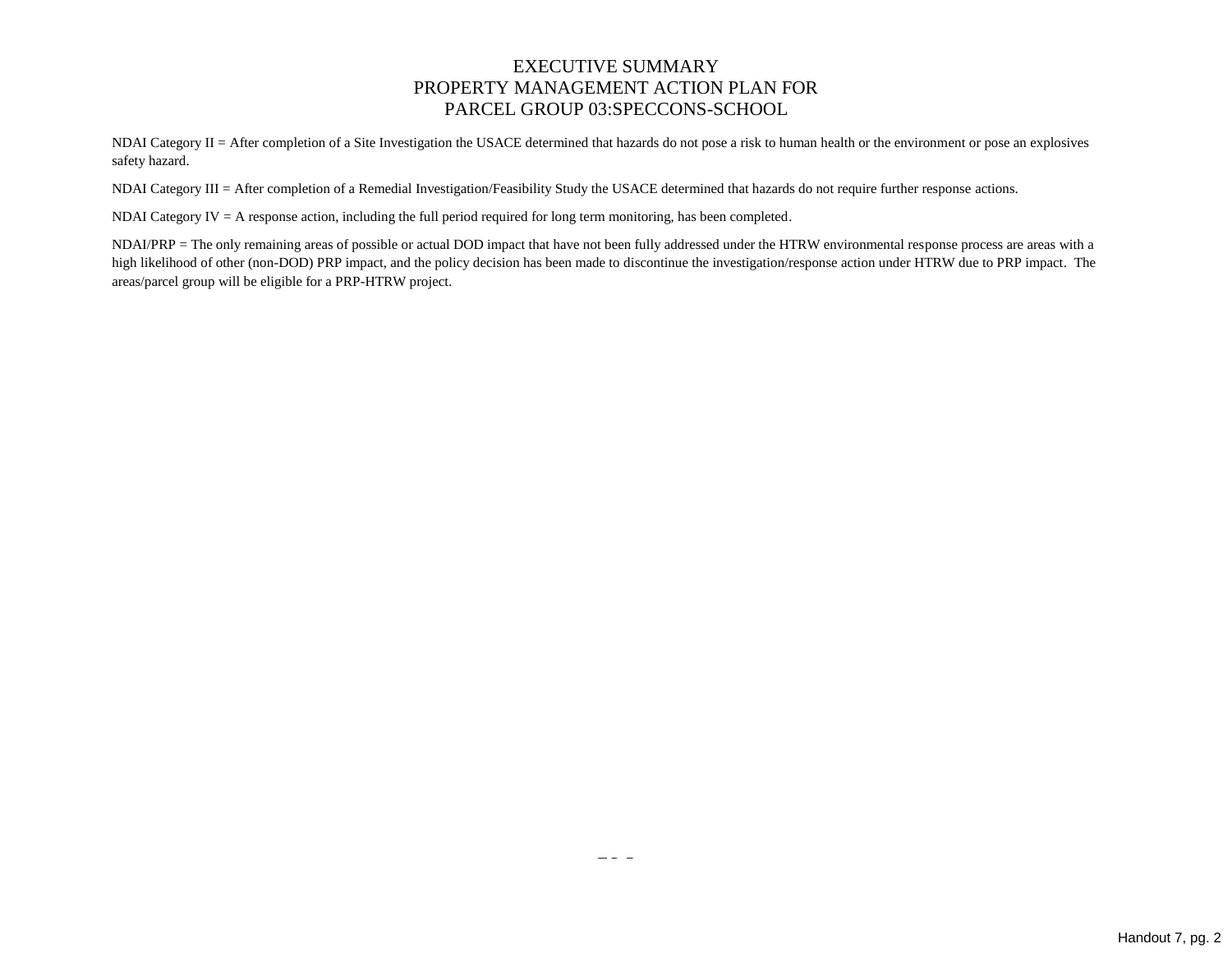# EXECUTIVE SUMMARY
# PROPERTY MANAGEMENT ACTION PLAN FOR
# PARCEL GROUP 03:SPECCONS-SCHOOL

NDAI Category II = After completion of a Site Investigation the USACE determined that hazards do not pose a risk to human health or the environment or pose an explosives safety hazard.

NDAI Category III = After completion of a Remedial Investigation/Feasibility Study the USACE determined that hazards do not require further response actions.

NDAI Category IV = A response action, including the full period required for long term monitoring, has been completed.

NDAI/PRP = The only remaining areas of possible or actual DOD impact that have not been fully addressed under the HTRW environmental response process are areas with a high likelihood of other (non-DOD) PRP impact, and the policy decision has been made to discontinue the investigation/response action under HTRW due to PRP impact. The areas/parcel group will be eligible for a PRP-HTRW project.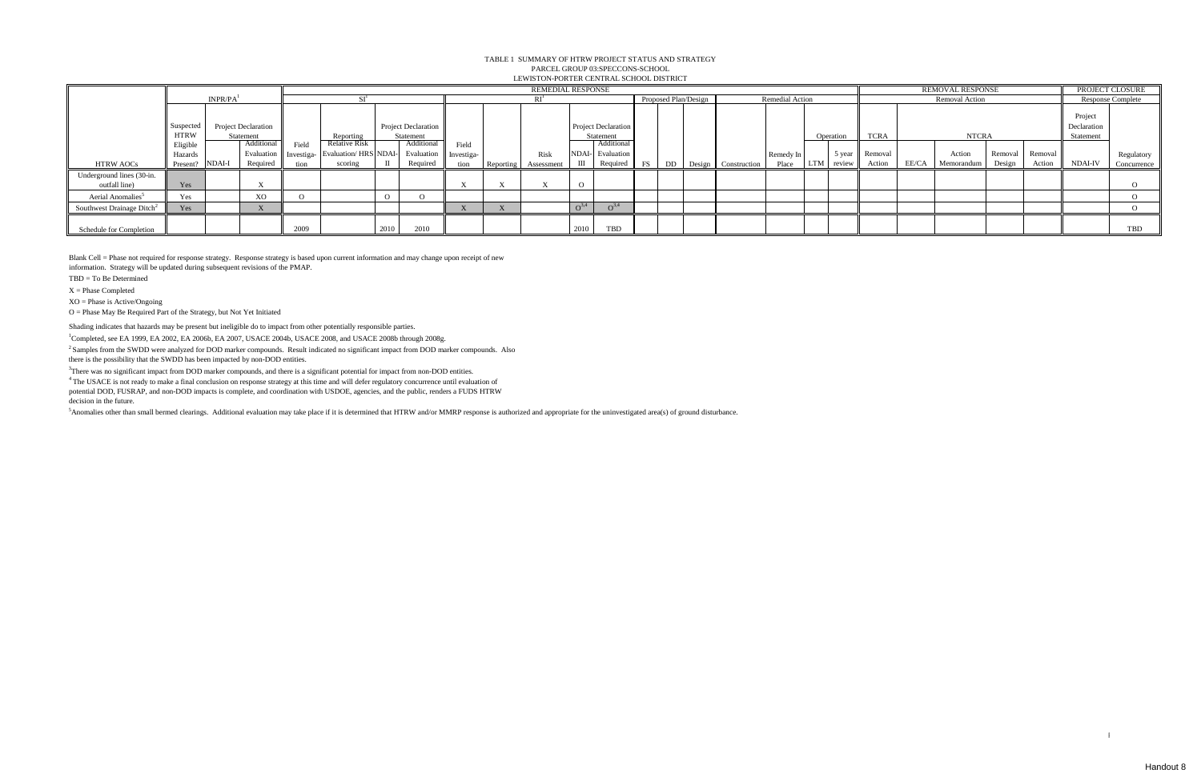TABLE 1 SUMMARY OF HTRW PROJECT STATUS AND STRATEGY
PARCEL GROUP 03:SPECCONS-SCHOOL
LEWISTON-PORTER CENTRAL SCHOOL DISTRICT

| | INPR/PA[1] | | | REMEDIAL RESPONSE: SI[1] | | | | RI[1] | | | | | Proposed Plan/Design | | | Remedial Action | | | | REMOVAL RESPONSE: Removal Action | | | | | PROJECT CLOSURE: Response Complete | |
|---|---|---|---|---|---|---|---|---|---|---|---|---|---|---|---|---|---|---|---|---|---|---|---|---|---|---|
| | | Project Declaration Statement | | | | Project Declaration Statement | | | | | Project Declaration Statement | | | | | | | Operation | | TCRA | NTCRA | | | | Project Declaration Statement | |
| HTRW AOCs | Suspected HTRW Eligible Hazards Present? | NDAI-I | Additional Evaluation Required | Field Investigation | Reporting Relative Risk Evaluation/ HRS scoring | NDAI-II | Additional Evaluation Required | Field Investigation | Reporting | Risk Assessment | NDAI-III | Additional Evaluation Required | FS | DD | Design | Construction | Remedy In Place | LTM | 5 year review | Removal Action | EE/CA | Action Memorandum | Removal Design | Removal Action | NDAI-IV | Regulatory Concurrence |
| Underground lines (30-in. outfall line) | Yes | | X | | | | | X | X | X | O | | | | | | | | | | | | | | | O |
| Aerial Anomalies[5] | Yes | | XO | O | | O | O | | | | | | | | | | | | | | | | | | | O |
| Southwest Drainage Ditch[2] | Yes | | X | | | | | X | X | | O[3,4] | O[3,4] | | | | | | | | | | | | | | O |
| Schedule for Completion | | | | 2009 | | 2010 | 2010 | | | | 2010 | TBD | | | | | | | | | | | | | | TBD |

Blank Cell = Phase not required for response strategy. Response strategy is based upon current information and may change upon receipt of new information. Strategy will be updated during subsequent revisions of the PMAP.

TBD = To Be Determined

X = Phase Completed

XO = Phase is Active/Ongoing

O = Phase May Be Required Part of the Strategy, but Not Yet Initiated

Shading indicates that hazards may be present but ineligible do to impact from other potentially responsible parties.

[1]Completed, see EA 1999, EA 2002, EA 2006b, EA 2007, USACE 2004b, USACE 2008, and USACE 2008b through 2008g.

[2] Samples from the SWDD were analyzed for DOD marker compounds. Result indicated no significant impact from DOD marker compounds. Also there is the possibility that the SWDD has been impacted by non-DOD entities.

[3]There was no significant impact from DOD marker compounds, and there is a significant potential for impact from non-DOD entities.

[4] The USACE is not ready to make a final conclusion on response strategy at this time and will defer regulatory concurrence until evaluation of potential DOD, FUSRAP, and non-DOD impacts is complete, and coordination with USDOE, agencies, and the public, renders a FUDS HTRW decision in the future.

[5]Anomalies other than small bermed clearings. Additional evaluation may take place if it is determined that HTRW and/or MMRP response is authorized and appropriate for the uninvestigated area(s) of ground disturbance.

Handout 8